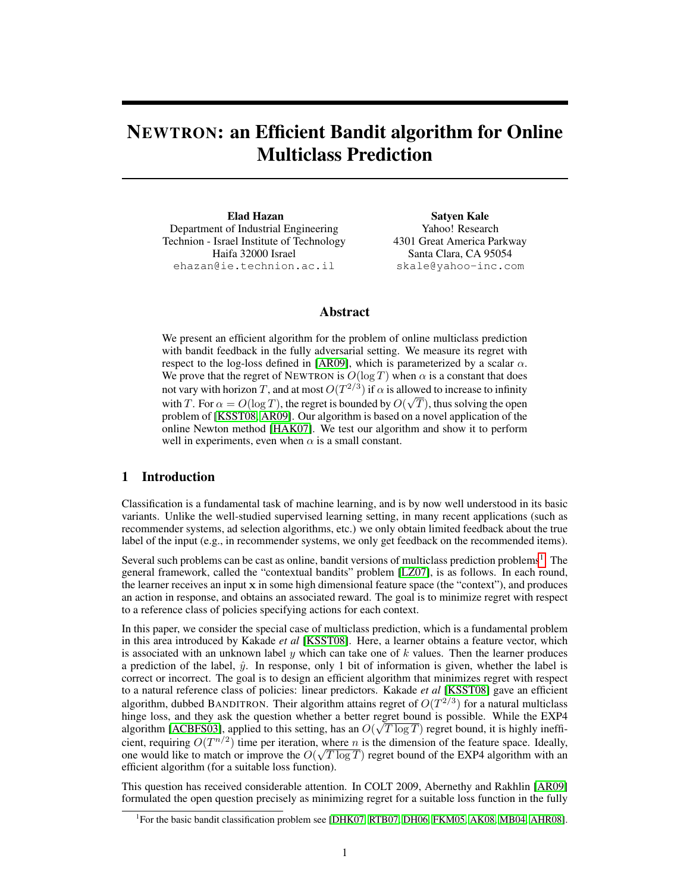# NEWTRON: an Efficient Bandit algorithm for Online Multiclass Prediction

**Elad Hazan**
Department of Industrial Engineering
Technion - Israel Institute of Technology
Haifa 32000 Israel
ehazan@ie.technion.ac.il

**Satyen Kale**
Yahoo! Research
4301 Great America Parkway
Santa Clara, CA 95054
skale@yahoo-inc.com

## Abstract

We present an efficient algorithm for the problem of online multiclass prediction with bandit feedback in the fully adversarial setting. We measure its regret with respect to the log-loss defined in [AR09], which is parameterized by a scalar $\alpha$. We prove that the regret of NEWTRON is $O(\log T)$ when $\alpha$ is a constant that does not vary with horizon $T$, and at most $O(T^{2/3})$ if $\alpha$ is allowed to increase to infinity with $T$. For $\alpha = O(\log T)$, the regret is bounded by $O(\sqrt{T})$, thus solving the open problem of [KSST08, AR09]. Our algorithm is based on a novel application of the online Newton method [HAK07]. We test our algorithm and show it to perform well in experiments, even when $\alpha$ is a small constant.

## 1 Introduction

Classification is a fundamental task of machine learning, and is by now well understood in its basic variants. Unlike the well-studied supervised learning setting, in many recent applications (such as recommender systems, ad selection algorithms, etc.) we only obtain limited feedback about the true label of the input (e.g., in recommender systems, we only get feedback on the recommended items).

Several such problems can be cast as online, bandit versions of multiclass prediction problems[1]. The general framework, called the "contextual bandits" problem [LZ07], is as follows. In each round, the learner receives an input $\mathbf{x}$ in some high dimensional feature space (the "context"), and produces an action in response, and obtains an associated reward. The goal is to minimize regret with respect to a reference class of policies specifying actions for each context.

In this paper, we consider the special case of multiclass prediction, which is a fundamental problem in this area introduced by Kakade *et al* [KSST08]. Here, a learner obtains a feature vector, which is associated with an unknown label $y$ which can take one of $k$ values. Then the learner produces a prediction of the label, $\hat{y}$. In response, only 1 bit of information is given, whether the label is correct or incorrect. The goal is to design an efficient algorithm that minimizes regret with respect to a natural reference class of policies: linear predictors. Kakade *et al* [KSST08] gave an efficient algorithm, dubbed BANDITRON. Their algorithm attains regret of $O(T^{2/3})$ for a natural multiclass hinge loss, and they ask the question whether a better regret bound is possible. While the EXP4 algorithm [ACBFS03], applied to this setting, has an $O(\sqrt{T \log T})$ regret bound, it is highly inefficient, requiring $O(T^{n/2})$ time per iteration, where $n$ is the dimension of the feature space. Ideally, one would like to match or improve the $O(\sqrt{T \log T})$ regret bound of the EXP4 algorithm with an efficient algorithm (for a suitable loss function).

This question has received considerable attention. In COLT 2009, Abernethy and Rakhlin [AR09] formulated the open question precisely as minimizing regret for a suitable loss function in the fully

[1] For the basic bandit classification problem see [DHK07, RTB07, DH06, FKM05, AK08, MB04, AHR08].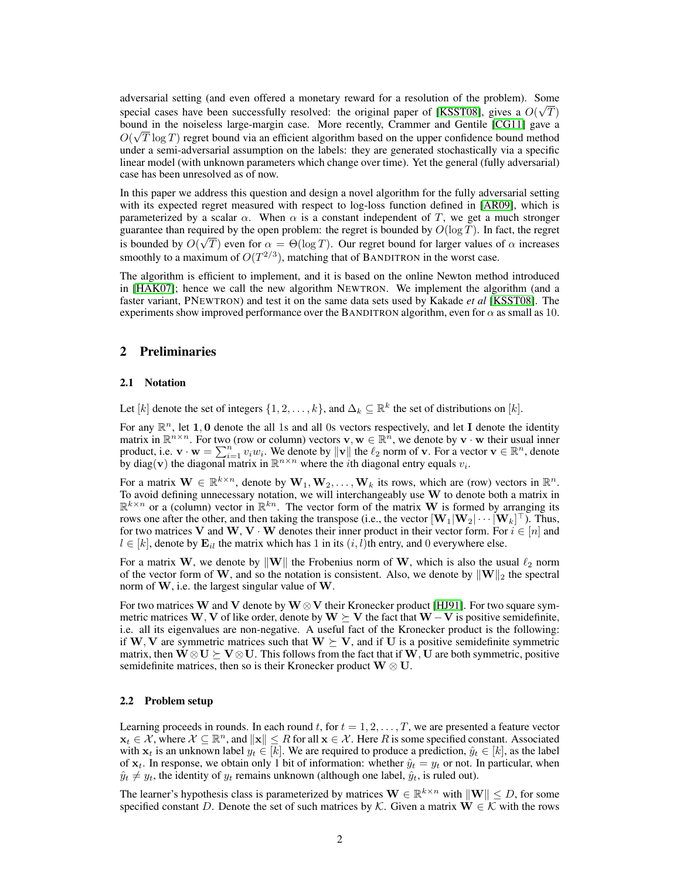adversarial setting (and even offered a monetary reward for a resolution of the problem). Some special cases have been successfully resolved: the original paper of [KSST08], gives a $O(\sqrt{T})$ bound in the noiseless large-margin case. More recently, Crammer and Gentile [CG11] gave a $O(\sqrt{T}\log T)$ regret bound via an efficient algorithm based on the upper confidence bound method under a semi-adversarial assumption on the labels: they are generated stochastically via a specific linear model (with unknown parameters which change over time). Yet the general (fully adversarial) case has been unresolved as of now.

In this paper we address this question and design a novel algorithm for the fully adversarial setting with its expected regret measured with respect to log-loss function defined in [AR09], which is parameterized by a scalar $\alpha$. When $\alpha$ is a constant independent of $T$, we get a much stronger guarantee than required by the open problem: the regret is bounded by $O(\log T)$. In fact, the regret is bounded by $O(\sqrt{T})$ even for $\alpha = \Theta(\log T)$. Our regret bound for larger values of $\alpha$ increases smoothly to a maximum of $O(T^{2/3})$, matching that of BANDITRON in the worst case.

The algorithm is efficient to implement, and it is based on the online Newton method introduced in [HAK07]; hence we call the new algorithm NEWTRON. We implement the algorithm (and a faster variant, PNEWTRON) and test it on the same data sets used by Kakade *et al* [KSST08]. The experiments show improved performance over the BANDITRON algorithm, even for $\alpha$ as small as 10.

## 2 Preliminaries

### 2.1 Notation

Let $[k]$ denote the set of integers $\{1, 2, \ldots, k\}$, and $\Delta_k \subseteq \mathbb{R}^k$ the set of distributions on $[k]$.

For any $\mathbb{R}^n$, let $\mathbf{1}, \mathbf{0}$ denote the all 1s and all 0s vectors respectively, and let $\mathbf{I}$ denote the identity matrix in $\mathbb{R}^{n \times n}$. For two (row or column) vectors $\mathbf{v}, \mathbf{w} \in \mathbb{R}^n$, we denote by $\mathbf{v} \cdot \mathbf{w}$ their usual inner product, i.e. $\mathbf{v} \cdot \mathbf{w} = \sum_{i=1}^n v_i w_i$. We denote by $\|\mathbf{v}\|$ the $\ell_2$ norm of $\mathbf{v}$. For a vector $\mathbf{v} \in \mathbb{R}^n$, denote by $\mathrm{diag}(\mathbf{v})$ the diagonal matrix in $\mathbb{R}^{n \times n}$ where the $i$th diagonal entry equals $v_i$.

For a matrix $\mathbf{W} \in \mathbb{R}^{k \times n}$, denote by $\mathbf{W}_1, \mathbf{W}_2, \ldots, \mathbf{W}_k$ its rows, which are (row) vectors in $\mathbb{R}^n$. To avoid defining unnecessary notation, we will interchangeably use $\mathbf{W}$ to denote both a matrix in $\mathbb{R}^{k \times n}$ or a (column) vector in $\mathbb{R}^{kn}$. The vector form of the matrix $\mathbf{W}$ is formed by arranging its rows one after the other, and then taking the transpose (i.e., the vector $[\mathbf{W}_1 | \mathbf{W}_2 | \cdots | \mathbf{W}_k]^\top$). Thus, for two matrices $\mathbf{V}$ and $\mathbf{W}$, $\mathbf{V} \cdot \mathbf{W}$ denotes their inner product in their vector form. For $i \in [n]$ and $l \in [k]$, denote by $\mathbf{E}_{il}$ the matrix which has 1 in its $(i, l)$th entry, and 0 everywhere else.

For a matrix $\mathbf{W}$, we denote by $\|\mathbf{W}\|$ the Frobenius norm of $\mathbf{W}$, which is also the usual $\ell_2$ norm of the vector form of $\mathbf{W}$, and so the notation is consistent. Also, we denote by $\|\mathbf{W}\|_2$ the spectral norm of $\mathbf{W}$, i.e. the largest singular value of $\mathbf{W}$.

For two matrices $\mathbf{W}$ and $\mathbf{V}$ denote by $\mathbf{W} \otimes \mathbf{V}$ their Kronecker product [HJ91]. For two square symmetric matrices $\mathbf{W}, \mathbf{V}$ of like order, denote by $\mathbf{W} \succeq \mathbf{V}$ the fact that $\mathbf{W} - \mathbf{V}$ is positive semidefinite, i.e. all its eigenvalues are non-negative. A useful fact of the Kronecker product is the following: if $\mathbf{W}, \mathbf{V}$ are symmetric matrices such that $\mathbf{W} \succeq \mathbf{V}$, and if $\mathbf{U}$ is a positive semidefinite symmetric matrix, then $\mathbf{W} \otimes \mathbf{U} \succeq \mathbf{V} \otimes \mathbf{U}$. This follows from the fact that if $\mathbf{W}, \mathbf{U}$ are both symmetric, positive semidefinite matrices, then so is their Kronecker product $\mathbf{W} \otimes \mathbf{U}$.

### 2.2 Problem setup

Learning proceeds in rounds. In each round $t$, for $t = 1, 2, \ldots, T$, we are presented a feature vector $\mathbf{x}_t \in \mathcal{X}$, where $\mathcal{X} \subseteq \mathbb{R}^n$, and $\|\mathbf{x}\| \leq R$ for all $\mathbf{x} \in \mathcal{X}$. Here $R$ is some specified constant. Associated with $\mathbf{x}_t$ is an unknown label $y_t \in [k]$. We are required to produce a prediction, $\hat{y}_t \in [k]$, as the label of $\mathbf{x}_t$. In response, we obtain only 1 bit of information: whether $\hat{y}_t = y_t$ or not. In particular, when $\hat{y}_t \neq y_t$, the identity of $y_t$ remains unknown (although one label, $\hat{y}_t$, is ruled out).

The learner's hypothesis class is parameterized by matrices $\mathbf{W} \in \mathbb{R}^{k \times n}$ with $\|\mathbf{W}\| \leq D$, for some specified constant $D$. Denote the set of such matrices by $\mathcal{K}$. Given a matrix $\mathbf{W} \in \mathcal{K}$ with the rows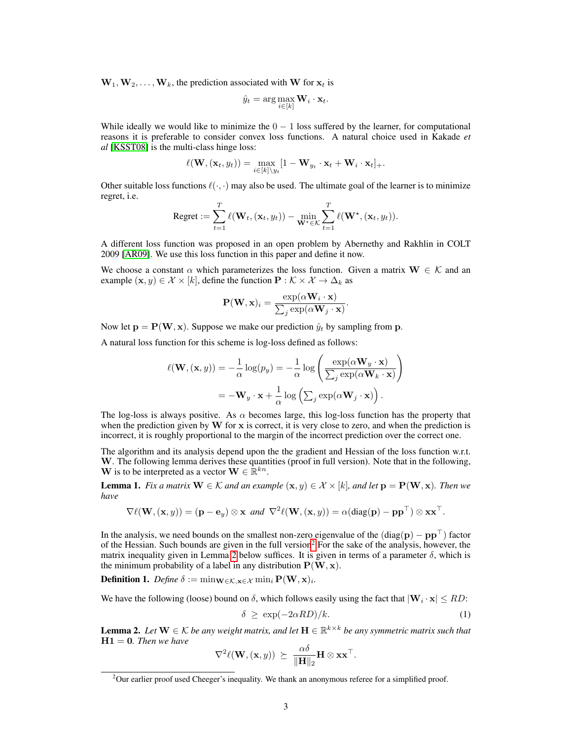$\mathbf{W}_1, \mathbf{W}_2, \ldots, \mathbf{W}_k$, the prediction associated with $\mathbf{W}$ for $\mathbf{x}_t$ is

$$\hat{y}_t = \arg\max_{i \in [k]} \mathbf{W}_i \cdot \mathbf{x}_t.$$

While ideally we would like to minimize the $0-1$ loss suffered by the learner, for computational reasons it is preferable to consider convex loss functions. A natural choice used in Kakade *et al* [KSST08] is the multi-class hinge loss:

$$\ell(\mathbf{W}, (\mathbf{x}_t, y_t)) = \max_{i \in [k] \setminus y_t} [1 - \mathbf{W}_{y_t} \cdot \mathbf{x}_t + \mathbf{W}_i \cdot \mathbf{x}_t]_+.$$

Other suitable loss functions $\ell(\cdot, \cdot)$ may also be used. The ultimate goal of the learner is to minimize regret, i.e.

$$\text{Regret} := \sum_{t=1}^{T} \ell(\mathbf{W}_t, (\mathbf{x}_t, y_t)) - \min_{\mathbf{W}^\star \in \mathcal{K}} \sum_{t=1}^{T} \ell(\mathbf{W}^\star, (\mathbf{x}_t, y_t)).$$

A different loss function was proposed in an open problem by Abernethy and Rakhlin in COLT 2009 [AR09]. We use this loss function in this paper and define it now.

We choose a constant $\alpha$ which parameterizes the loss function. Given a matrix $\mathbf{W} \in \mathcal{K}$ and an example $(\mathbf{x}, y) \in \mathcal{X} \times [k]$, define the function $\mathbf{P} : \mathcal{K} \times \mathcal{X} \to \Delta_k$ as

$$\mathbf{P}(\mathbf{W}, \mathbf{x})_i = \frac{\exp(\alpha \mathbf{W}_i \cdot \mathbf{x})}{\sum_j \exp(\alpha \mathbf{W}_j \cdot \mathbf{x})}.$$

Now let $\mathbf{p} = \mathbf{P}(\mathbf{W}, \mathbf{x})$. Suppose we make our prediction $\hat{y}_t$ by sampling from $\mathbf{p}$.

A natural loss function for this scheme is log-loss defined as follows:

$$\begin{aligned}
\ell(\mathbf{W}, (\mathbf{x}, y)) &= -\frac{1}{\alpha} \log(p_y) = -\frac{1}{\alpha} \log\left( \frac{\exp(\alpha \mathbf{W}_y \cdot \mathbf{x})}{\sum_j \exp(\alpha \mathbf{W}_k \cdot \mathbf{x})} \right) \\
&= -\mathbf{W}_y \cdot \mathbf{x} + \frac{1}{\alpha} \log\left( \textstyle\sum_j \exp(\alpha \mathbf{W}_j \cdot \mathbf{x}) \right).
\end{aligned}$$

The log-loss is always positive. As $\alpha$ becomes large, this log-loss function has the property that when the prediction given by $\mathbf{W}$ for $\mathbf{x}$ is correct, it is very close to zero, and when the prediction is incorrect, it is roughly proportional to the margin of the incorrect prediction over the correct one.

The algorithm and its analysis depend upon the the gradient and Hessian of the loss function w.r.t. $\mathbf{W}$. The following lemma derives these quantities (proof in full version). Note that in the following, $\mathbf{W}$ is to be interpreted as a vector $\mathbf{W} \in \mathbb{R}^{kn}$.

**Lemma 1.** *Fix a matrix $\mathbf{W} \in \mathcal{K}$ and an example $(\mathbf{x}, y) \in \mathcal{X} \times [k]$, and let $\mathbf{p} = \mathbf{P}(\mathbf{W}, \mathbf{x})$. Then we have*

$$\nabla \ell(\mathbf{W}, (\mathbf{x}, y)) = (\mathbf{p} - \mathbf{e}_y) \otimes \mathbf{x} \;\; \text{and} \;\; \nabla^2 \ell(\mathbf{W}, (\mathbf{x}, y)) = \alpha(\text{diag}(\mathbf{p}) - \mathbf{p}\mathbf{p}^\top) \otimes \mathbf{x}\mathbf{x}^\top.$$

In the analysis, we need bounds on the smallest non-zero eigenvalue of the $(\text{diag}(\mathbf{p}) - \mathbf{p}\mathbf{p}^\top)$ factor of the Hessian. Such bounds are given in the full version[2] For the sake of the analysis, however, the matrix inequality given in Lemma 2 below suffices. It is given in terms of a parameter $\delta$, which is the minimum probability of a label in any distribution $\mathbf{P}(\mathbf{W}, \mathbf{x})$.

**Definition 1.** *Define $\delta := \min_{\mathbf{W} \in \mathcal{K}, \mathbf{x} \in \mathcal{X}} \min_i \mathbf{P}(\mathbf{W}, \mathbf{x})_i$.*

We have the following (loose) bound on $\delta$, which follows easily using the fact that $|\mathbf{W}_i \cdot \mathbf{x}| \leq RD$:

$$\delta \;\geq\; \exp(-2\alpha RD)/k. \tag{1}$$

**Lemma 2.** *Let $\mathbf{W} \in \mathcal{K}$ be any weight matrix, and let $\mathbf{H} \in \mathbb{R}^{k \times k}$ be any symmetric matrix such that $\mathbf{H}\mathbf{1} = \mathbf{0}$. Then we have*

$$\nabla^2 \ell(\mathbf{W}, (\mathbf{x}, y)) \;\succeq\; \frac{\alpha \delta}{\|\mathbf{H}\|_2} \mathbf{H} \otimes \mathbf{x}\mathbf{x}^\top.$$

[2] Our earlier proof used Cheeger's inequality. We thank an anonymous referee for a simplified proof.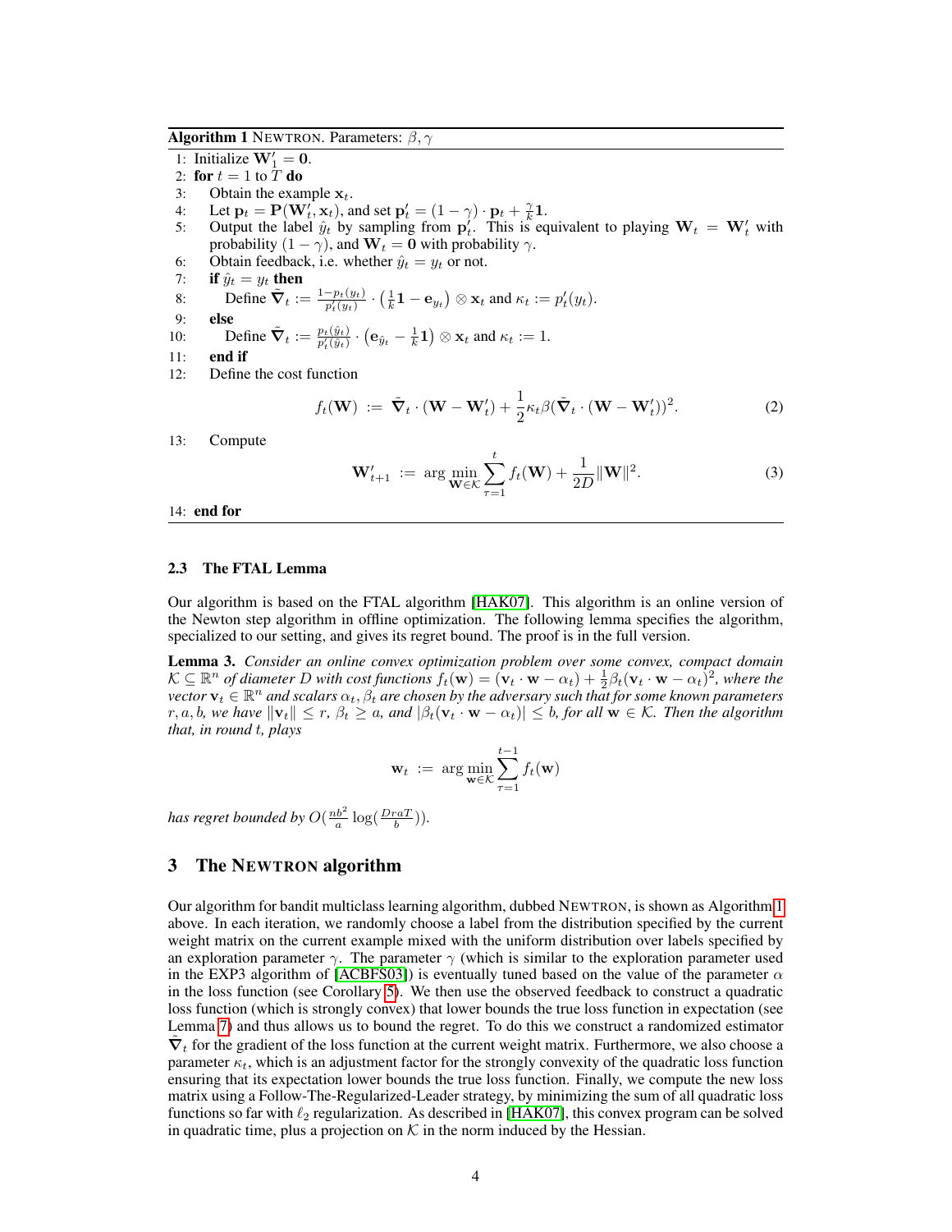**Algorithm 1** NEWTRON. Parameters: $\beta, \gamma$

1: Initialize $\mathbf{W}'_1 = \mathbf{0}$.
2: **for** $t = 1$ to $T$ **do**
3: &nbsp;&nbsp;&nbsp;Obtain the example $\mathbf{x}_t$.
4: &nbsp;&nbsp;&nbsp;Let $\mathbf{p}_t = \mathbf{P}(\mathbf{W}'_t, \mathbf{x}_t)$, and set $\mathbf{p}'_t = (1-\gamma) \cdot \mathbf{p}_t + \frac{\gamma}{k}\mathbf{1}$.
5: &nbsp;&nbsp;&nbsp;Output the label $\hat{y}_t$ by sampling from $\mathbf{p}'_t$. This is equivalent to playing $\mathbf{W}_t = \mathbf{W}'_t$ with probability $(1-\gamma)$, and $\mathbf{W}_t = \mathbf{0}$ with probability $\gamma$.
6: &nbsp;&nbsp;&nbsp;Obtain feedback, i.e. whether $\hat{y}_t = y_t$ or not.
7: &nbsp;&nbsp;&nbsp;**if** $\hat{y}_t = y_t$ **then**
8: &nbsp;&nbsp;&nbsp;&nbsp;&nbsp;&nbsp;Define $\tilde{\mathbf{\nabla}}_t := \frac{1-p_t(y_t)}{p'_t(y_t)} \cdot \left(\frac{1}{k}\mathbf{1} - \mathbf{e}_{y_t}\right) \otimes \mathbf{x}_t$ and $\kappa_t := p'_t(y_t)$.
9: &nbsp;&nbsp;&nbsp;**else**
10: &nbsp;&nbsp;&nbsp;&nbsp;&nbsp;&nbsp;Define $\tilde{\mathbf{\nabla}}_t := \frac{p_t(\hat{y}_t)}{p'_t(\hat{y}_t)} \cdot \left(\mathbf{e}_{\hat{y}_t} - \frac{1}{k}\mathbf{1}\right) \otimes \mathbf{x}_t$ and $\kappa_t := 1$.
11: &nbsp;&nbsp;&nbsp;**end if**
12: &nbsp;&nbsp;&nbsp;Define the cost function

$$f_t(\mathbf{W}) \;:=\; \tilde{\mathbf{\nabla}}_t \cdot (\mathbf{W} - \mathbf{W}'_t) + \frac{1}{2}\kappa_t \beta (\tilde{\mathbf{\nabla}}_t \cdot (\mathbf{W} - \mathbf{W}'_t))^2. \tag{2}$$

13: &nbsp;&nbsp;&nbsp;Compute

$$\mathbf{W}'_{t+1} \;:=\; \arg\min_{\mathbf{W} \in \mathcal{K}} \sum_{\tau=1}^{t} f_t(\mathbf{W}) + \frac{1}{2D}\|\mathbf{W}\|^2. \tag{3}$$

14: **end for**

### 2.3 The FTAL Lemma

Our algorithm is based on the FTAL algorithm [HAK07]. This algorithm is an online version of the Newton step algorithm in offline optimization. The following lemma specifies the algorithm, specialized to our setting, and gives its regret bound. The proof is in the full version.

**Lemma 3.** *Consider an online convex optimization problem over some convex, compact domain $\mathcal{K} \subseteq \mathbb{R}^n$ of diameter $D$ with cost functions $f_t(\mathbf{w}) = (\mathbf{v}_t \cdot \mathbf{w} - \alpha_t) + \frac{1}{2}\beta_t(\mathbf{v}_t \cdot \mathbf{w} - \alpha_t)^2$, where the vector $\mathbf{v}_t \in \mathbb{R}^n$ and scalars $\alpha_t, \beta_t$ are chosen by the adversary such that for some known parameters $r, a, b$, we have $\|\mathbf{v}_t\| \leq r$, $\beta_t \geq a$, and $|\beta_t(\mathbf{v}_t \cdot \mathbf{w} - \alpha_t)| \leq b$, for all $\mathbf{w} \in \mathcal{K}$. Then the algorithm that, in round $t$, plays*

$$\mathbf{w}_t \;:=\; \arg\min_{\mathbf{w} \in \mathcal{K}} \sum_{\tau=1}^{t-1} f_t(\mathbf{w})$$

*has regret bounded by $O(\frac{nb^2}{a}\log(\frac{DraT}{b}))$.*

## 3 The NEWTRON algorithm

Our algorithm for bandit multiclass learning algorithm, dubbed NEWTRON, is shown as Algorithm 1 above. In each iteration, we randomly choose a label from the distribution specified by the current weight matrix on the current example mixed with the uniform distribution over labels specified by an exploration parameter $\gamma$. The parameter $\gamma$ (which is similar to the exploration parameter used in the EXP3 algorithm of [ACBFS03]) is eventually tuned based on the value of the parameter $\alpha$ in the loss function (see Corollary 5). We then use the observed feedback to construct a quadratic loss function (which is strongly convex) that lower bounds the true loss function in expectation (see Lemma 7) and thus allows us to bound the regret. To do this we construct a randomized estimator $\tilde{\mathbf{\nabla}}_t$ for the gradient of the loss function at the current weight matrix. Furthermore, we also choose a parameter $\kappa_t$, which is an adjustment factor for the strongly convexity of the quadratic loss function ensuring that its expectation lower bounds the true loss function. Finally, we compute the new loss matrix using a Follow-The-Regularized-Leader strategy, by minimizing the sum of all quadratic loss functions so far with $\ell_2$ regularization. As described in [HAK07], this convex program can be solved in quadratic time, plus a projection on $\mathcal{K}$ in the norm induced by the Hessian.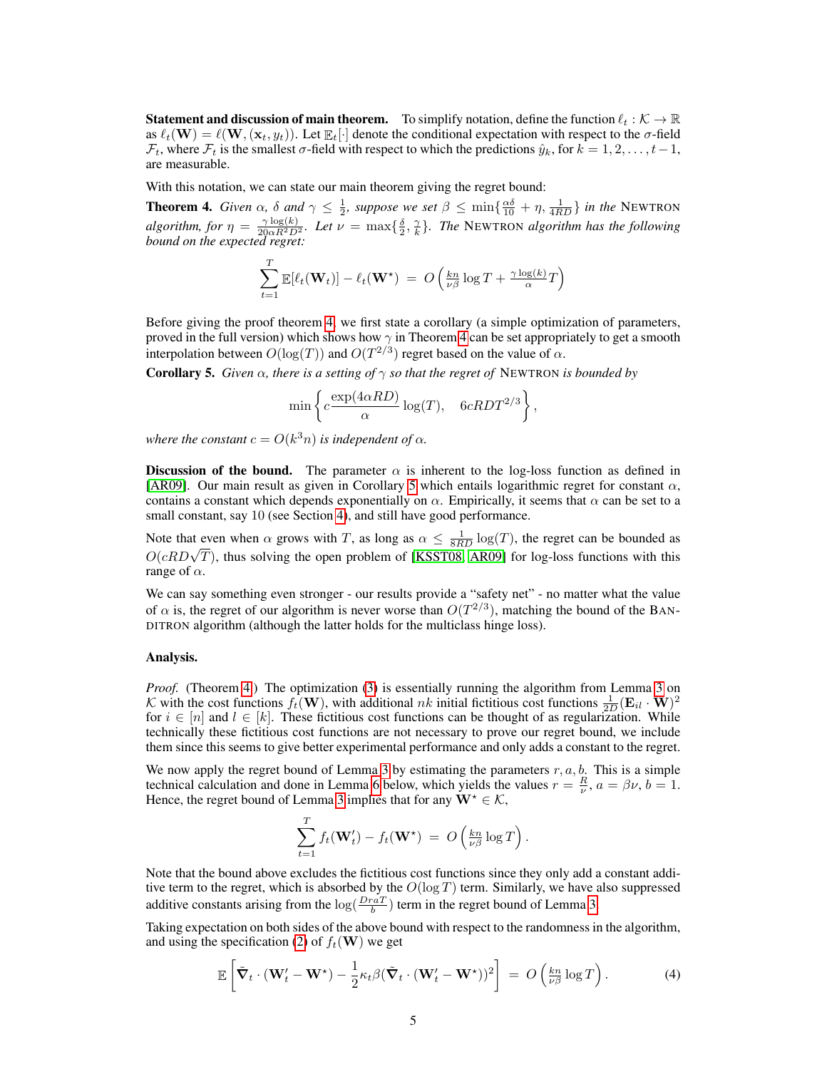**Statement and discussion of main theorem.** To simplify notation, define the function $\ell_t : \mathcal{K} \to \mathbb{R}$ as $\ell_t(\mathbf{W}) = \ell(\mathbf{W}, (\mathbf{x}_t, y_t))$. Let $\mathbb{E}_t[\cdot]$ denote the conditional expectation with respect to the $\sigma$-field $\mathcal{F}_t$, where $\mathcal{F}_t$ is the smallest $\sigma$-field with respect to which the predictions $\hat{y}_k$, for $k = 1, 2, \ldots, t-1$, are measurable.

With this notation, we can state our main theorem giving the regret bound:

**Theorem 4.** *Given $\alpha$, $\delta$ and $\gamma \le \frac{1}{2}$, suppose we set $\beta \le \min\{\frac{\alpha\delta}{10} + \eta, \frac{1}{4RD}\}$ in the* Newtron *algorithm, for $\eta = \frac{\gamma \log(k)}{20\alpha R^2 D^2}$. Let $\nu = \max\{\frac{\delta}{2}, \frac{\gamma}{k}\}$. The* Newtron *algorithm has the following bound on the expected regret:*

$$\sum_{t=1}^{T} \mathbb{E}[\ell_t(\mathbf{W}_t)] - \ell_t(\mathbf{W}^\star) \;=\; O\left(\tfrac{kn}{\nu\beta}\log T + \tfrac{\gamma \log(k)}{\alpha} T\right)$$

Before giving the proof theorem 4, we first state a corollary (a simple optimization of parameters, proved in the full version) which shows how $\gamma$ in Theorem 4 can be set appropriately to get a smooth interpolation between $O(\log(T))$ and $O(T^{2/3})$ regret based on the value of $\alpha$.

**Corollary 5.** *Given $\alpha$, there is a setting of $\gamma$ so that the regret of* Newtron *is bounded by*

$$\min\left\{ c\frac{\exp(4\alpha RD)}{\alpha}\log(T), \quad 6cRDT^{2/3} \right\},$$

*where the constant $c = O(k^3 n)$ is independent of $\alpha$.*

**Discussion of the bound.** The parameter $\alpha$ is inherent to the log-loss function as defined in [AR09]. Our main result as given in Corollary 5 which entails logarithmic regret for constant $\alpha$, contains a constant which depends exponentially on $\alpha$. Empirically, it seems that $\alpha$ can be set to a small constant, say 10 (see Section 4), and still have good performance.

Note that even when $\alpha$ grows with $T$, as long as $\alpha \le \frac{1}{8RD}\log(T)$, the regret can be bounded as $O(cRD\sqrt{T})$, thus solving the open problem of [KSST08, AR09] for log-loss functions with this range of $\alpha$.

We can say something even stronger - our results provide a "safety net" - no matter what the value of $\alpha$ is, the regret of our algorithm is never worse than $O(T^{2/3})$, matching the bound of the Banditron algorithm (although the latter holds for the multiclass hinge loss).

**Analysis.**

*Proof.* (Theorem 4) The optimization (3) is essentially running the algorithm from Lemma 3 on $\mathcal{K}$ with the cost functions $f_t(\mathbf{W})$, with additional $nk$ initial fictitious cost functions $\frac{1}{2D}(\mathbf{E}_{il} \cdot \mathbf{W})^2$ for $i \in [n]$ and $l \in [k]$. These fictitious cost functions can be thought of as regularization. While technically these fictitious cost functions are not necessary to prove our regret bound, we include them since this seems to give better experimental performance and only adds a constant to the regret.

We now apply the regret bound of Lemma 3 by estimating the parameters $r, a, b$. This is a simple technical calculation and done in Lemma 6 below, which yields the values $r = \frac{R}{\nu}$, $a = \beta\nu$, $b = 1$. Hence, the regret bound of Lemma 3 implies that for any $\mathbf{W}^\star \in \mathcal{K}$,

$$\sum_{t=1}^{T} f_t(\mathbf{W}'_t) - f_t(\mathbf{W}^\star) \;=\; O\left(\tfrac{kn}{\nu\beta}\log T\right).$$

Note that the bound above excludes the fictitious cost functions since they only add a constant additive term to the regret, which is absorbed by the $O(\log T)$ term. Similarly, we have also suppressed additive constants arising from the $\log(\frac{DraT}{b})$ term in the regret bound of Lemma 3.

Taking expectation on both sides of the above bound with respect to the randomness in the algorithm, and using the specification (2) of $f_t(\mathbf{W})$ we get

$$\mathbb{E}\left[\tilde{\mathbf{\nabla}}_t \cdot (\mathbf{W}'_t - \mathbf{W}^\star) - \frac{1}{2}\kappa_t\beta(\tilde{\mathbf{\nabla}}_t \cdot (\mathbf{W}'_t - \mathbf{W}^\star))^2\right] \;=\; O\left(\tfrac{kn}{\nu\beta}\log T\right). \tag{4}$$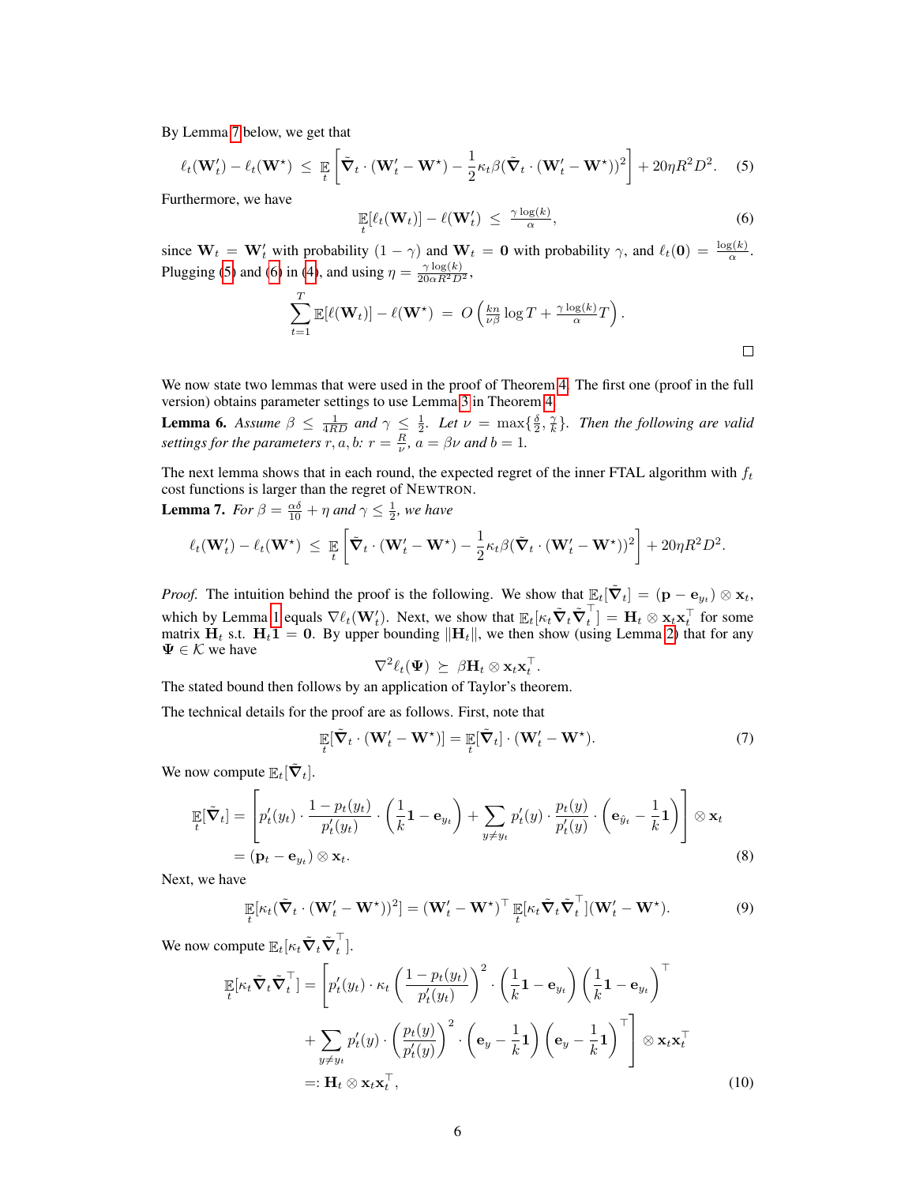By Lemma 7 below, we get that

$$\ell_t(\mathbf{W}'_t) - \ell_t(\mathbf{W}^\star) \;\leq\; \mathop{\mathbb{E}}_t\left[\tilde{\boldsymbol{\nabla}}_t \cdot (\mathbf{W}'_t - \mathbf{W}^\star) - \frac{1}{2}\kappa_t \beta (\tilde{\boldsymbol{\nabla}}_t \cdot (\mathbf{W}'_t - \mathbf{W}^\star))^2\right] + 20\eta R^2 D^2. \tag{5}$$

Furthermore, we have

$$\mathop{\mathbb{E}}_t[\ell_t(\mathbf{W}_t)] - \ell(\mathbf{W}'_t) \;\leq\; \tfrac{\gamma \log(k)}{\alpha}, \tag{6}$$

since $\mathbf{W}_t = \mathbf{W}'_t$ with probability $(1-\gamma)$ and $\mathbf{W}_t = \mathbf{0}$ with probability $\gamma$, and $\ell_t(\mathbf{0}) = \frac{\log(k)}{\alpha}$. Plugging (5) and (6) in (4), and using $\eta = \frac{\gamma \log(k)}{20\alpha R^2 D^2}$,

$$\sum_{t=1}^{T} \mathbb{E}[\ell(\mathbf{W}_t)] - \ell(\mathbf{W}^\star) \;=\; O\left(\tfrac{kn}{\nu\beta}\log T + \tfrac{\gamma \log(k)}{\alpha} T\right).$$

□

We now state two lemmas that were used in the proof of Theorem 4. The first one (proof in the full version) obtains parameter settings to use Lemma 3 in Theorem 4.

**Lemma 6.** *Assume $\beta \leq \frac{1}{4RD}$ and $\gamma \leq \frac{1}{2}$. Let $\nu = \max\{\frac{\delta}{2}, \frac{\gamma}{k}\}$. Then the following are valid settings for the parameters $r, a, b$: $r = \frac{R}{\nu}$, $a = \beta\nu$ and $b = 1$.*

The next lemma shows that in each round, the expected regret of the inner FTAL algorithm with $f_t$ cost functions is larger than the regret of NEWTRON.

**Lemma 7.** *For $\beta = \frac{\alpha\delta}{10} + \eta$ and $\gamma \leq \frac{1}{2}$, we have*

$$\ell_t(\mathbf{W}'_t) - \ell_t(\mathbf{W}^\star) \;\leq\; \mathop{\mathbb{E}}_t\left[\tilde{\boldsymbol{\nabla}}_t \cdot (\mathbf{W}'_t - \mathbf{W}^\star) - \frac{1}{2}\kappa_t \beta (\tilde{\boldsymbol{\nabla}}_t \cdot (\mathbf{W}'_t - \mathbf{W}^\star))^2\right] + 20\eta R^2 D^2.$$

*Proof.* The intuition behind the proof is the following. We show that $\mathbb{E}_t[\tilde{\boldsymbol{\nabla}}_t] = (\mathbf{p} - \mathbf{e}_{y_t}) \otimes \mathbf{x}_t$, which by Lemma 1 equals $\nabla \ell_t(\mathbf{W}'_t)$. Next, we show that $\mathbb{E}_t[\kappa_t \tilde{\boldsymbol{\nabla}}_t \tilde{\boldsymbol{\nabla}}_t^\top] = \mathbf{H}_t \otimes \mathbf{x}_t \mathbf{x}_t^\top$ for some matrix $\mathbf{H}_t$ s.t. $\mathbf{H}_t \mathbf{1} = \mathbf{0}$. By upper bounding $\|\mathbf{H}_t\|$, we then show (using Lemma 2) that for any $\boldsymbol{\Psi} \in \mathcal{K}$ we have

$$\nabla^2 \ell_t(\boldsymbol{\Psi}) \;\succeq\; \beta \mathbf{H}_t \otimes \mathbf{x}_t \mathbf{x}_t^\top.$$

The stated bound then follows by an application of Taylor's theorem.

The technical details for the proof are as follows. First, note that

$$\mathop{\mathbb{E}}_t[\tilde{\boldsymbol{\nabla}}_t \cdot (\mathbf{W}'_t - \mathbf{W}^\star)] = \mathop{\mathbb{E}}_t[\tilde{\boldsymbol{\nabla}}_t] \cdot (\mathbf{W}'_t - \mathbf{W}^\star). \tag{7}$$

We now compute $\mathbb{E}_t[\tilde{\boldsymbol{\nabla}}_t]$.

$$\begin{aligned}
\mathop{\mathbb{E}}_t[\tilde{\boldsymbol{\nabla}}_t] &= \left[p'_t(y_t) \cdot \frac{1 - p_t(y_t)}{p'_t(y_t)} \cdot \left(\frac{1}{k}\mathbf{1} - \mathbf{e}_{y_t}\right) + \sum_{y \neq y_t} p'_t(y) \cdot \frac{p_t(y)}{p'_t(y)} \cdot \left(\mathbf{e}_{\hat{y}_t} - \frac{1}{k}\mathbf{1}\right)\right] \otimes \mathbf{x}_t \\
&= (\mathbf{p}_t - \mathbf{e}_{y_t}) \otimes \mathbf{x}_t.
\end{aligned} \tag{8}$$

Next, we have

$$\mathop{\mathbb{E}}_t[\kappa_t(\tilde{\boldsymbol{\nabla}}_t \cdot (\mathbf{W}'_t - \mathbf{W}^\star))^2] = (\mathbf{W}'_t - \mathbf{W}^\star)^\top \mathop{\mathbb{E}}_t[\kappa_t \tilde{\boldsymbol{\nabla}}_t \tilde{\boldsymbol{\nabla}}_t^\top](\mathbf{W}'_t - \mathbf{W}^\star). \tag{9}$$

We now compute $\mathbb{E}_t[\kappa_t \tilde{\boldsymbol{\nabla}}_t \tilde{\boldsymbol{\nabla}}_t^\top]$.

$$\begin{aligned}
\mathop{\mathbb{E}}_t[\kappa_t \tilde{\boldsymbol{\nabla}}_t \tilde{\boldsymbol{\nabla}}_t^\top] &= \Bigg[p'_t(y_t) \cdot \kappa_t \left(\frac{1 - p_t(y_t)}{p'_t(y_t)}\right)^2 \cdot \left(\frac{1}{k}\mathbf{1} - \mathbf{e}_{y_t}\right)\left(\frac{1}{k}\mathbf{1} - \mathbf{e}_{y_t}\right)^\top \\
&\quad + \sum_{y \neq y_t} p'_t(y) \cdot \left(\frac{p_t(y)}{p'_t(y)}\right)^2 \cdot \left(\mathbf{e}_y - \frac{1}{k}\mathbf{1}\right)\left(\mathbf{e}_y - \frac{1}{k}\mathbf{1}\right)^\top\Bigg] \otimes \mathbf{x}_t \mathbf{x}_t^\top \\
&=: \mathbf{H}_t \otimes \mathbf{x}_t \mathbf{x}_t^\top,
\end{aligned} \tag{10}$$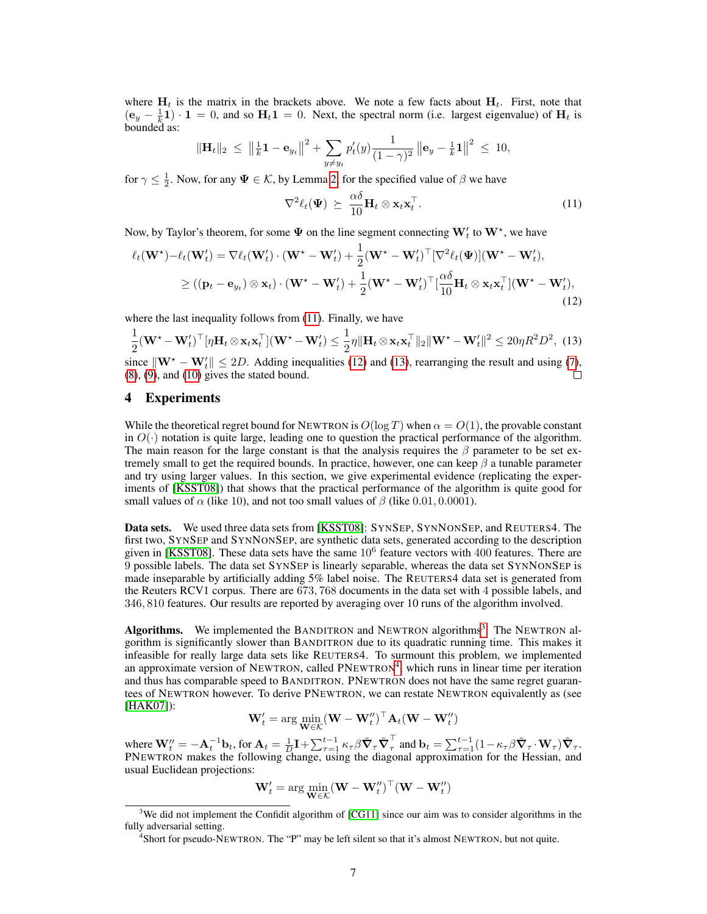where $\mathbf{H}_t$ is the matrix in the brackets above. We note a few facts about $\mathbf{H}_t$. First, note that $(\mathbf{e}_y - \frac{1}{k}\mathbf{1}) \cdot \mathbf{1} = 0$, and so $\mathbf{H}_t \mathbf{1} = 0$. Next, the spectral norm (i.e. largest eigenvalue) of $\mathbf{H}_t$ is bounded as:

$$\|\mathbf{H}_t\|_2 \;\leq\; \left\|\tfrac{1}{k}\mathbf{1} - \mathbf{e}_{y_t}\right\|^2 + \sum_{y \neq y_t} p'_t(y) \frac{1}{(1-\gamma)^2} \left\|\mathbf{e}_y - \tfrac{1}{k}\mathbf{1}\right\|^2 \;\leq\; 10,$$

for $\gamma \leq \frac{1}{2}$. Now, for any $\mathbf{\Psi} \in \mathcal{K}$, by Lemma 2, for the specified value of $\beta$ we have

$$\nabla^2 \ell_t(\mathbf{\Psi}) \;\succeq\; \frac{\alpha\delta}{10} \mathbf{H}_t \otimes \mathbf{x}_t \mathbf{x}_t^\top. \tag{11}$$

Now, by Taylor's theorem, for some $\mathbf{\Psi}$ on the line segment connecting $\mathbf{W}'_t$ to $\mathbf{W}^\star$, we have

$$\begin{aligned}
\ell_t(\mathbf{W}^\star) - \ell_t(\mathbf{W}'_t) &= \nabla \ell_t(\mathbf{W}'_t) \cdot (\mathbf{W}^\star - \mathbf{W}'_t) + \frac{1}{2}(\mathbf{W}^\star - \mathbf{W}'_t)^\top [\nabla^2 \ell_t(\mathbf{\Psi})](\mathbf{W}^\star - \mathbf{W}'_t), \\
&\geq ((\mathbf{p}_t - \mathbf{e}_{y_t}) \otimes \mathbf{x}_t) \cdot (\mathbf{W}^\star - \mathbf{W}'_t) + \frac{1}{2}(\mathbf{W}^\star - \mathbf{W}'_t)^\top [\frac{\alpha\delta}{10} \mathbf{H}_t \otimes \mathbf{x}_t \mathbf{x}_t^\top](\mathbf{W}^\star - \mathbf{W}'_t),
\end{aligned} \tag{12}$$

where the last inequality follows from (11). Finally, we have

$$\frac{1}{2}(\mathbf{W}^\star - \mathbf{W}'_t)^\top [\eta \mathbf{H}_t \otimes \mathbf{x}_t \mathbf{x}_t^\top](\mathbf{W}^\star - \mathbf{W}'_t) \leq \frac{1}{2}\eta \|\mathbf{H}_t \otimes \mathbf{x}_t \mathbf{x}_t^\top\|_2 \|\mathbf{W}^\star - \mathbf{W}'_t\|^2 \leq 20\eta R^2 D^2, \tag{13}$$

since $\|\mathbf{W}^\star - \mathbf{W}'_t\| \leq 2D$. Adding inequalities (12) and (13), rearranging the result and using (7), (8), (9), and (10) gives the stated bound. □

## 4 Experiments

While the theoretical regret bound for NEWTRON is $O(\log T)$ when $\alpha = O(1)$, the provable constant in $O(\cdot)$ notation is quite large, leading one to question the practical performance of the algorithm. The main reason for the large constant is that the analysis requires the $\beta$ parameter to be set extremely small to get the required bounds. In practice, however, one can keep $\beta$ a tunable parameter and try using larger values. In this section, we give experimental evidence (replicating the experiments of [KSST08]) that shows that the practical performance of the algorithm is quite good for small values of $\alpha$ (like 10), and not too small values of $\beta$ (like $0.01, 0.0001$).

**Data sets.** We used three data sets from [KSST08]: SYNSEP, SYNNONSEP, and REUTERS4. The first two, SYNSEP and SYNNONSEP, are synthetic data sets, generated according to the description given in [KSST08]. These data sets have the same $10^6$ feature vectors with 400 features. There are 9 possible labels. The data set SYNSEP is linearly separable, whereas the data set SYNNONSEP is made inseparable by artificially adding 5% label noise. The REUTERS4 data set is generated from the Reuters RCV1 corpus. There are $673{,}768$ documents in the data set with 4 possible labels, and $346{,}810$ features. Our results are reported by averaging over 10 runs of the algorithm involved.

**Algorithms.** We implemented the BANDITRON and NEWTRON algorithms[3]. The NEWTRON algorithm is significantly slower than BANDITRON due to its quadratic running time. This makes it infeasible for really large data sets like REUTERS4. To surmount this problem, we implemented an approximate version of NEWTRON, called PNEWTRON[4], which runs in linear time per iteration and thus has comparable speed to BANDITRON. PNEWTRON does not have the same regret guarantees of NEWTRON however. To derive PNEWTRON, we can restate NEWTRON equivalently as (see [HAK07]):

$$\mathbf{W}'_t = \arg\min_{\mathbf{W} \in \mathcal{K}} (\mathbf{W} - \mathbf{W}''_t)^\top \mathbf{A}_t (\mathbf{W} - \mathbf{W}''_t)$$

where $\mathbf{W}''_t = -\mathbf{A}_t^{-1}\mathbf{b}_t$, for $\mathbf{A}_t = \frac{1}{D}\mathbf{I} + \sum_{\tau=1}^{t-1} \kappa_\tau \beta \tilde{\mathbf{\nabla}}_\tau \tilde{\mathbf{\nabla}}_\tau^\top$ and $\mathbf{b}_t = \sum_{\tau=1}^{t-1}(1 - \kappa_\tau \beta \tilde{\mathbf{\nabla}}_\tau \cdot \mathbf{W}_\tau)\tilde{\mathbf{\nabla}}_\tau$. PNEWTRON makes the following change, using the diagonal approximation for the Hessian, and usual Euclidean projections:

$$\mathbf{W}'_t = \arg\min_{\mathbf{W} \in \mathcal{K}} (\mathbf{W} - \mathbf{W}''_t)^\top (\mathbf{W} - \mathbf{W}''_t)$$

[3] We did not implement the Confidit algorithm of [CG11] since our aim was to consider algorithms in the fully adversarial setting.

[4] Short for pseudo-NEWTRON. The "P" may be left silent so that it's almost NEWTRON, but not quite.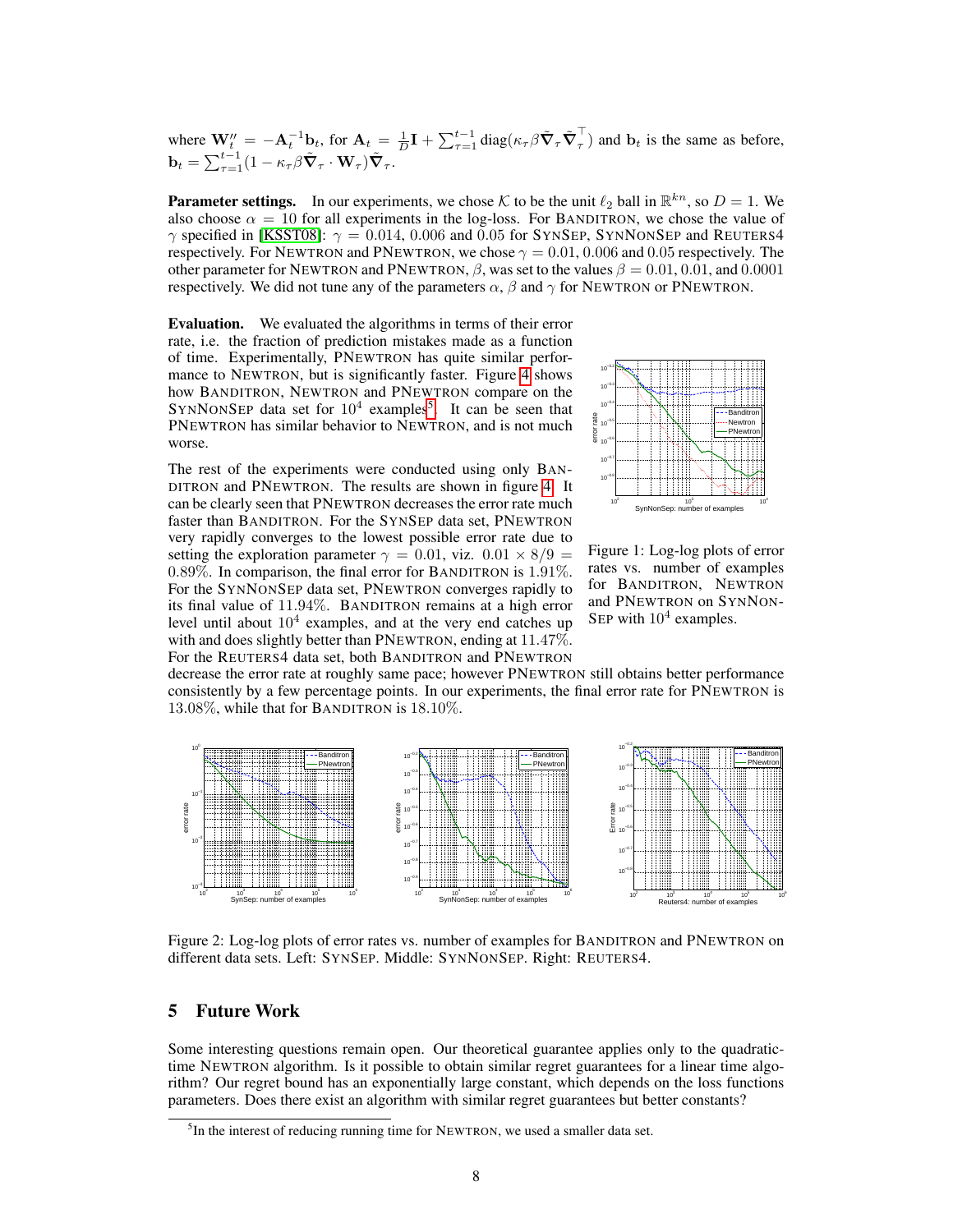where $\mathbf{W}_t'' = -\mathbf{A}_t^{-1}\mathbf{b}_t$, for $\mathbf{A}_t = \frac{1}{D}\mathbf{I} + \sum_{\tau=1}^{t-1} \mathrm{diag}(\kappa_\tau \beta \tilde{\nabla}_\tau \tilde{\nabla}_\tau^\top)$ and $\mathbf{b}_t$ is the same as before, $\mathbf{b}_t = \sum_{\tau=1}^{t-1}(1 - \kappa_\tau \beta \tilde{\nabla}_\tau \cdot \mathbf{W}_\tau)\tilde{\nabla}_\tau$.

**Parameter settings.** In our experiments, we chose $\mathcal{K}$ to be the unit $\ell_2$ ball in $\mathbb{R}^{kn}$, so $D = 1$. We also choose $\alpha = 10$ for all experiments in the log-loss. For BANDITRON, we chose the value of $\gamma$ specified in [KSST08]: $\gamma = 0.014$, $0.006$ and $0.05$ for SYNSEP, SYNNONSEP and REUTERS4 respectively. For NEWTRON and PNEWTRON, we chose $\gamma = 0.01$, $0.006$ and $0.05$ respectively. The other parameter for NEWTRON and PNEWTRON, $\beta$, was set to the values $\beta = 0.01$, $0.01$, and $0.0001$ respectively. We did not tune any of the parameters $\alpha$, $\beta$ and $\gamma$ for NEWTRON or PNEWTRON.

**Evaluation.** We evaluated the algorithms in terms of their error rate, i.e. the fraction of prediction mistakes made as a function of time. Experimentally, PNEWTRON has quite similar performance to NEWTRON, but is significantly faster. Figure 4 shows how BANDITRON, NEWTRON and PNEWTRON compare on the SYNNONSEP data set for $10^4$ examples[5]. It can be seen that PNEWTRON has similar behavior to NEWTRON, and is not much worse.

Figure 1: Log-log plots of error rates vs. number of examples for BANDITRON, NEWTRON and PNEWTRON on SYNNONSEP with $10^4$ examples.

The rest of the experiments were conducted using only BANDITRON and PNEWTRON. The results are shown in figure 4. It can be clearly seen that PNEWTRON decreases the error rate much faster than BANDITRON. For the SYNSEP data set, PNEWTRON very rapidly converges to the lowest possible error rate due to setting the exploration parameter $\gamma = 0.01$, viz. $0.01 \times 8/9 = 0.89\%$. In comparison, the final error for BANDITRON is $1.91\%$. For the SYNNONSEP data set, PNEWTRON converges rapidly to its final value of $11.94\%$. BANDITRON remains at a high error level until about $10^4$ examples, and at the very end catches up with and does slightly better than PNEWTRON, ending at $11.47\%$. For the REUTERS4 data set, both BANDITRON and PNEWTRON decrease the error rate at roughly same pace; however PNEWTRON still obtains better performance consistently by a few percentage points. In our experiments, the final error rate for PNEWTRON is $13.08\%$, while that for BANDITRON is $18.10\%$.

Figure 2: Log-log plots of error rates vs. number of examples for BANDITRON and PNEWTRON on different data sets. Left: SYNSEP. Middle: SYNNONSEP. Right: REUTERS4.

## 5 Future Work

Some interesting questions remain open. Our theoretical guarantee applies only to the quadratic-time NEWTRON algorithm. Is it possible to obtain similar regret guarantees for a linear time algorithm? Our regret bound has an exponentially large constant, which depends on the loss functions parameters. Does there exist an algorithm with similar regret guarantees but better constants?

[5] In the interest of reducing running time for NEWTRON, we used a smaller data set.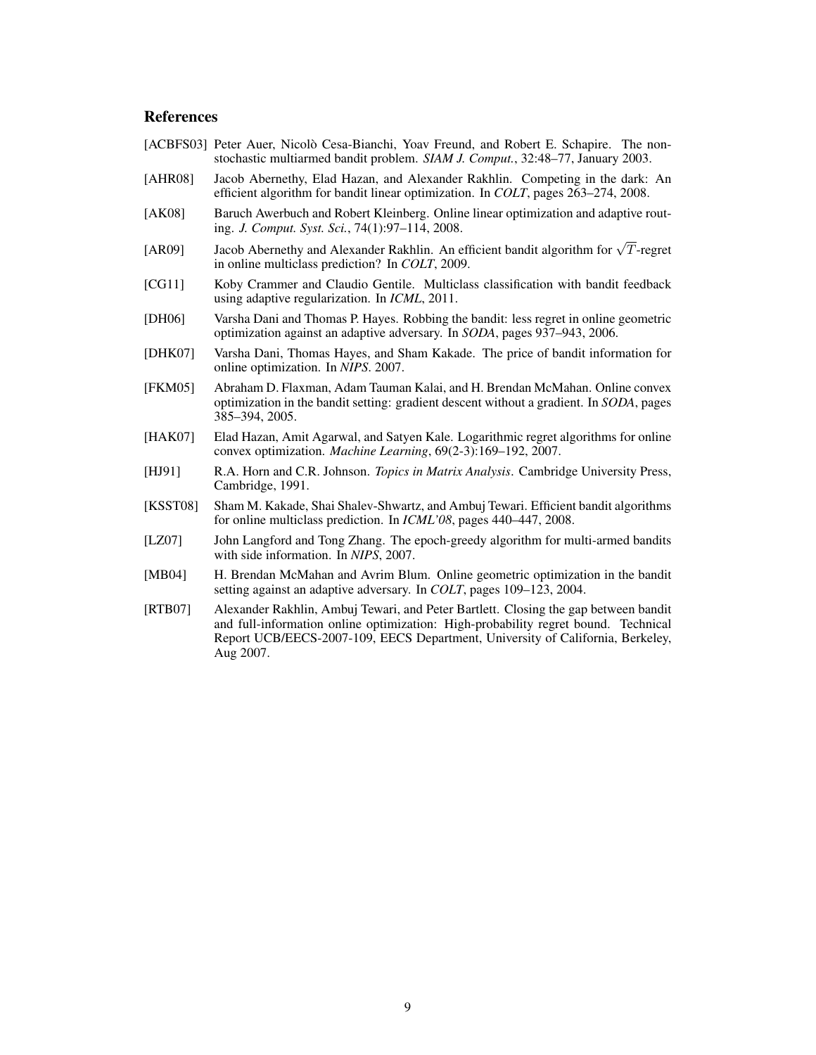## References

[ACBFS03] Peter Auer, Nicolò Cesa-Bianchi, Yoav Freund, and Robert E. Schapire. The non-stochastic multiarmed bandit problem. *SIAM J. Comput.*, 32:48–77, January 2003.

[AHR08] Jacob Abernethy, Elad Hazan, and Alexander Rakhlin. Competing in the dark: An efficient algorithm for bandit linear optimization. In *COLT*, pages 263–274, 2008.

[AK08] Baruch Awerbuch and Robert Kleinberg. Online linear optimization and adaptive routing. *J. Comput. Syst. Sci.*, 74(1):97–114, 2008.

[AR09] Jacob Abernethy and Alexander Rakhlin. An efficient bandit algorithm for $\sqrt{T}$-regret in online multiclass prediction? In *COLT*, 2009.

[CG11] Koby Crammer and Claudio Gentile. Multiclass classification with bandit feedback using adaptive regularization. In *ICML*, 2011.

[DH06] Varsha Dani and Thomas P. Hayes. Robbing the bandit: less regret in online geometric optimization against an adaptive adversary. In *SODA*, pages 937–943, 2006.

[DHK07] Varsha Dani, Thomas Hayes, and Sham Kakade. The price of bandit information for online optimization. In *NIPS*. 2007.

[FKM05] Abraham D. Flaxman, Adam Tauman Kalai, and H. Brendan McMahan. Online convex optimization in the bandit setting: gradient descent without a gradient. In *SODA*, pages 385–394, 2005.

[HAK07] Elad Hazan, Amit Agarwal, and Satyen Kale. Logarithmic regret algorithms for online convex optimization. *Machine Learning*, 69(2-3):169–192, 2007.

[HJ91] R.A. Horn and C.R. Johnson. *Topics in Matrix Analysis*. Cambridge University Press, Cambridge, 1991.

[KSST08] Sham M. Kakade, Shai Shalev-Shwartz, and Ambuj Tewari. Efficient bandit algorithms for online multiclass prediction. In *ICML'08*, pages 440–447, 2008.

[LZ07] John Langford and Tong Zhang. The epoch-greedy algorithm for multi-armed bandits with side information. In *NIPS*, 2007.

[MB04] H. Brendan McMahan and Avrim Blum. Online geometric optimization in the bandit setting against an adaptive adversary. In *COLT*, pages 109–123, 2004.

[RTB07] Alexander Rakhlin, Ambuj Tewari, and Peter Bartlett. Closing the gap between bandit and full-information online optimization: High-probability regret bound. Technical Report UCB/EECS-2007-109, EECS Department, University of California, Berkeley, Aug 2007.